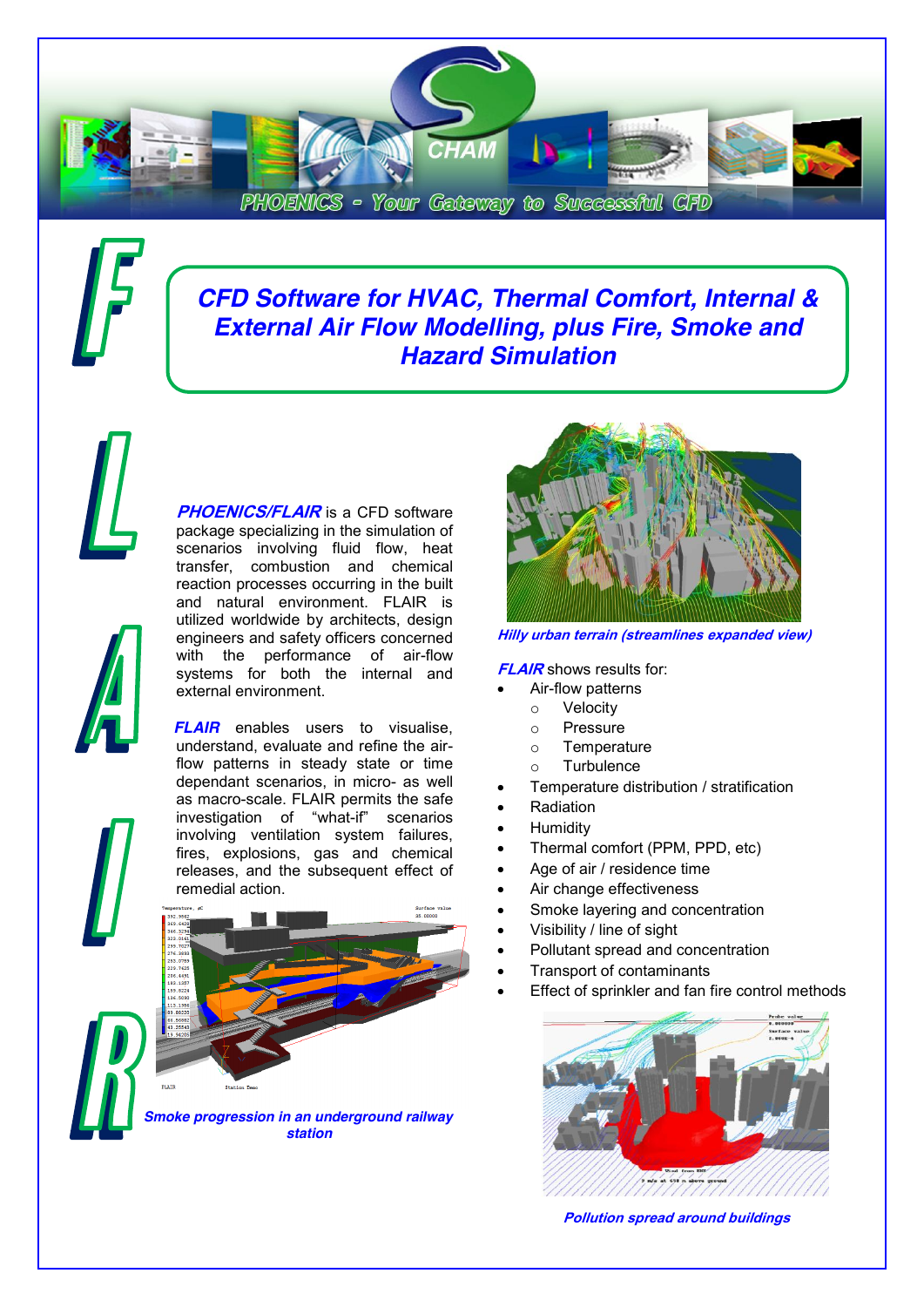PHOENICS - Your Gateway to Successful CFD

# CFD Software for HVAC, Thermal Comfort, Internal & External Air Flow Modelling, plus Fire, Smoke and Hazard Simulation

***PHOENICS/FLAIR*** is a CFD software package specializing in the simulation of scenarios involving fluid flow, heat transfer, combustion and chemical reaction processes occurring in the built and natural environment. FLAIR is utilized worldwide by architects, design engineers and safety officers concerned with the performance of air-flow systems for both the internal and external environment.

***FLAIR*** enables users to visualise, understand, evaluate and refine the air-flow patterns in steady state or time dependant scenarios, in micro- as well as macro-scale. FLAIR permits the safe investigation of "what-if" scenarios involving ventilation system failures, fires, explosions, gas and chemical releases, and the subsequent effect of remedial action.

***Smoke progression in an underground railway station***

***Hilly urban terrain (streamlines expanded view)***

***FLAIR*** shows results for:

- Air-flow patterns
  - Velocity
  - Pressure
  - Temperature
  - Turbulence
- Temperature distribution / stratification
- Radiation
- Humidity
- Thermal comfort (PPM, PPD, etc)
- Age of air / residence time
- Air change effectiveness
- Smoke layering and concentration
- Visibility / line of sight
- Pollutant spread and concentration
- Transport of contaminants
- Effect of sprinkler and fan fire control methods

***Pollution spread around buildings***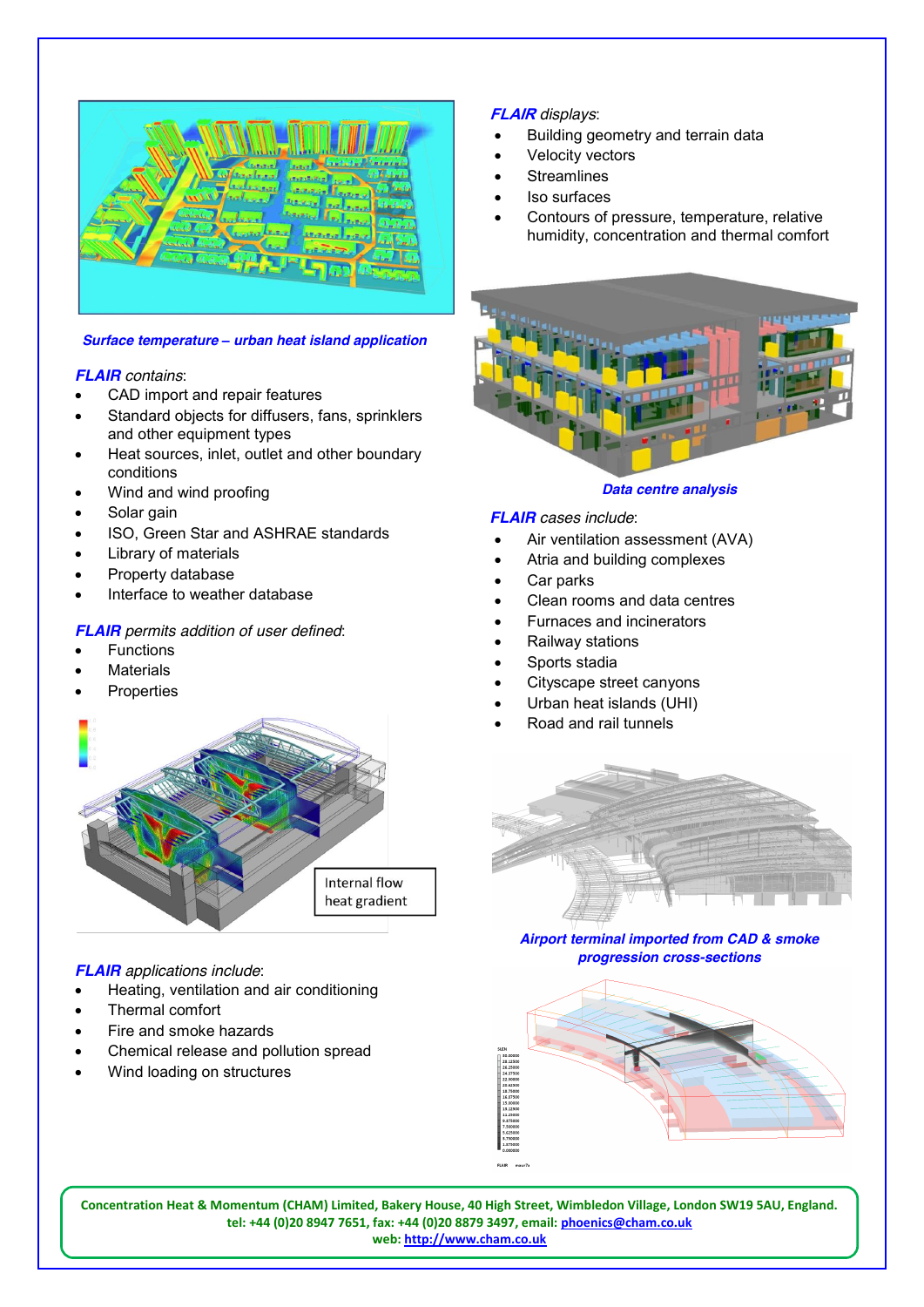*Surface temperature – urban heat island application*

***FLAIR** contains*:

- CAD import and repair features
- Standard objects for diffusers, fans, sprinklers and other equipment types
- Heat sources, inlet, outlet and other boundary conditions
- Wind and wind proofing
- Solar gain
- ISO, Green Star and ASHRAE standards
- Library of materials
- Property database
- Interface to weather database

***FLAIR** permits addition of user defined*:

- Functions
- Materials
- Properties

Internal flow heat gradient

***FLAIR** applications include*:

- Heating, ventilation and air conditioning
- Thermal comfort
- Fire and smoke hazards
- Chemical release and pollution spread
- Wind loading on structures

***FLAIR** displays*:

- Building geometry and terrain data
- Velocity vectors
- Streamlines
- Iso surfaces
- Contours of pressure, temperature, relative humidity, concentration and thermal comfort

*Data centre analysis*

***FLAIR** cases include*:

- Air ventilation assessment (AVA)
- Atria and building complexes
- Car parks
- Clean rooms and data centres
- Furnaces and incinerators
- Railway stations
- Sports stadia
- Cityscape street canyons
- Urban heat islands (UHI)
- Road and rail tunnels

*Airport terminal imported from CAD & smoke progression cross-sections*

**Concentration Heat & Momentum (CHAM) Limited, Bakery House, 40 High Street, Wimbledon Village, London SW19 5AU, England.**
**tel: +44 (0)20 8947 7651, fax: +44 (0)20 8879 3497, email: phoenics@cham.co.uk**
**web: http://www.cham.co.uk**